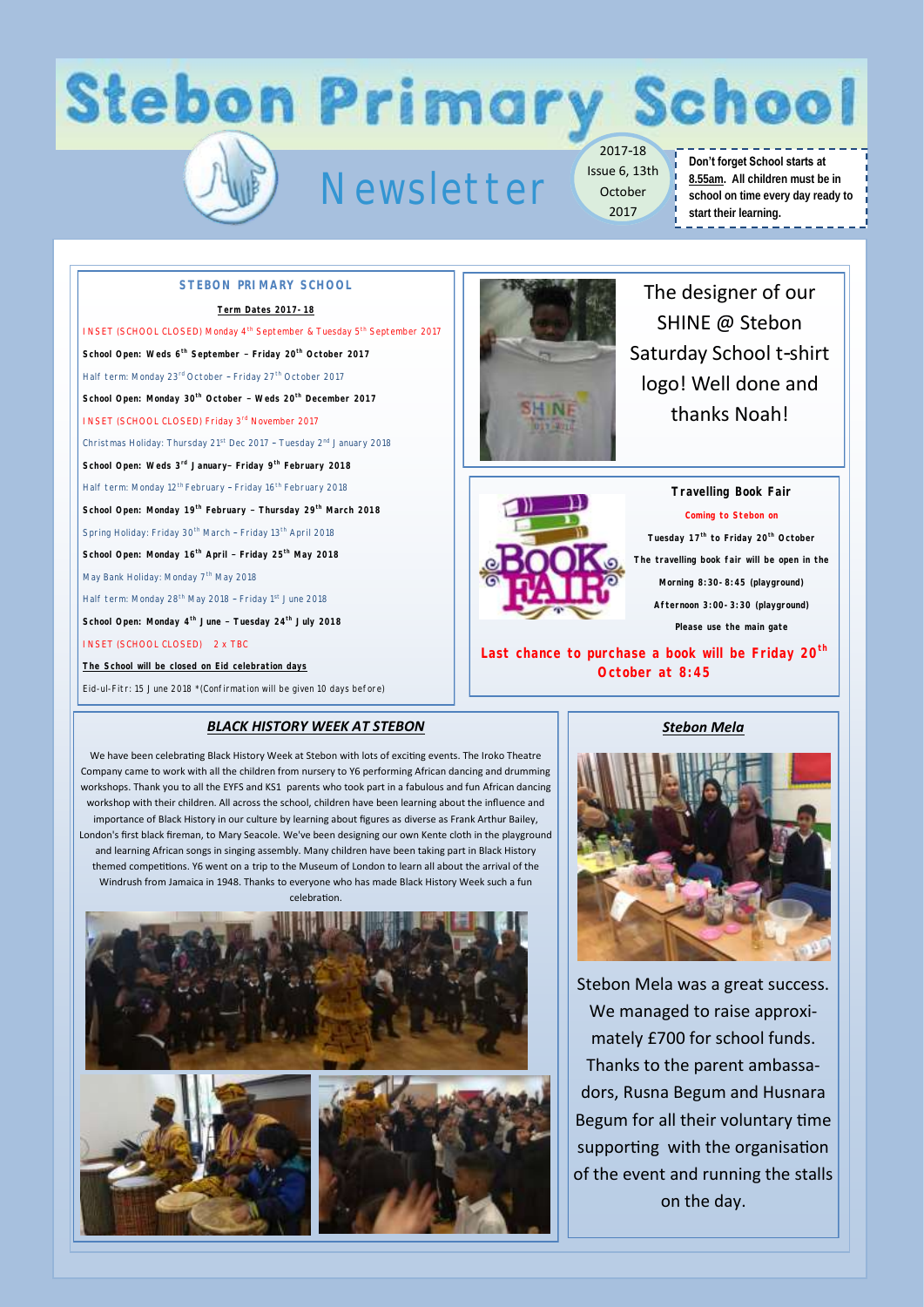# Stebon Primary School

## Newsletter

2017-18 Issue 6, 13th October 2017

**Don't forget School starts at 8.55am. All children must be in school on time every day ready to start their learning.**

### STEBON PRIMARY SCHOOL

**Term Dates 2017-18**

INSET (SCHOOL CLOSED) Monday 4th September & Tuesday 5th September 2017

**School Open: Weds 6th September – Friday 20th October 2017**

Half term: Monday 23rd October – Friday 27th October 2017

**School Open: Monday 30th October – Weds 20th December 2017**

INSET (SCHOOL CLOSED) Friday 3rd November 2017

Christmas Holiday: Thursday 21st Dec 2017 – Tuesday 2nd January 2018

**School Open: Weds 3rd January– Friday 9th February 2018**

Half term: Monday 12th February – Friday 16th February 2018

**School Open: Monday 19th February – Thursday 29th March 2018**

Spring Holiday: Friday 30th March – Friday 13th April 2018

**School Open: Monday 16th April – Friday 25th May 2018**

May Bank Holiday: Monday 7th May 2018

Half term: Monday 28th May 2018 – Friday 1st June 2018

**School Open: Monday 4th June – Tuesday 24th July 2018**

INSET (SCHOOL CLOSED) 2 x TBC

**The School will be closed on Eid celebration days**

Eid-ul-Fitr: 15 June 2018 *(Confirmation will be given 10 days before)

The designer of our SHINE @ Stebon Saturday School t-shirt logo! Well done and thanks Noah!

### Travelling Book Fair

**Coming to Stebon on**

**Tuesday 17th to Friday 20th October**

**The travelling book fair will be open in the**

**Morning 8:30-8:45 (playground)**

**Afternoon 3:00-3:30 (playground)**

**Please use the main gate**

**Last chance to purchase a book will be Friday 20th October at 8:45**

### *BLACK HISTORY WEEK AT STEBON*

We have been celebrating Black History Week at Stebon with lots of exciting events. The Iroko Theatre Company came to work with all the children from nursery to Y6 performing African dancing and drumming workshops. Thank you to all the EYFS and KS1 parents who took part in a fabulous and fun African dancing workshop with their children. All across the school, children have been learning about the influence and importance of Black History in our culture by learning about figures as diverse as Frank Arthur Bailey, London's first black fireman, to Mary Seacole. We've been designing our own Kente cloth in the playground and learning African songs in singing assembly. Many children have been taking part in Black History themed competitions. Y6 went on a trip to the Museum of London to learn all about the arrival of the Windrush from Jamaica in 1948. Thanks to everyone who has made Black History Week such a fun celebration.

### *Stebon Mela*

Stebon Mela was a great success. We managed to raise approximately £700 for school funds. Thanks to the parent ambassadors, Rusna Begum and Husnara Begum for all their voluntary time supporting with the organisation of the event and running the stalls on the day.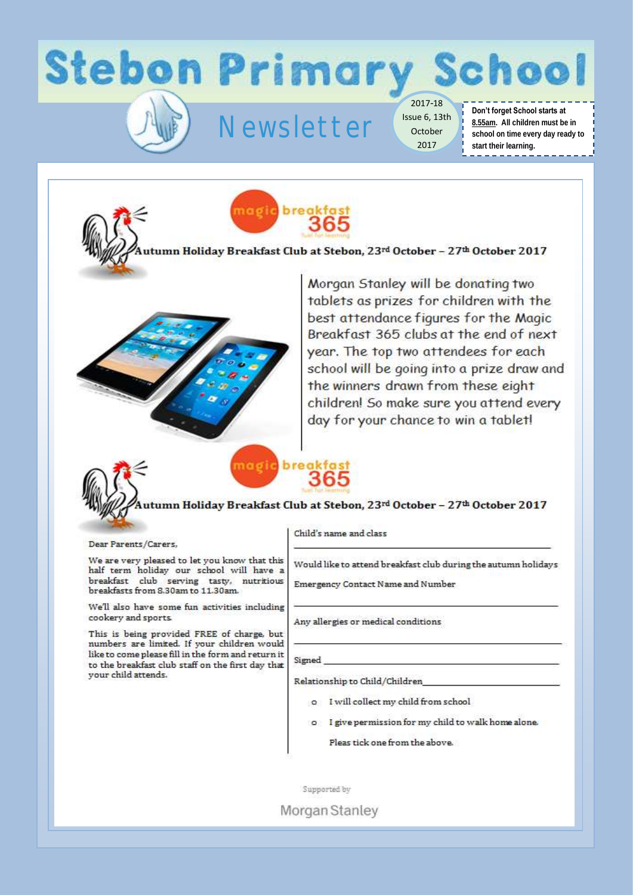# Stebon Primary School

## Newsletter

2017-18 Issue 6, 13th October 2017

**Don't forget School starts at 8.55am. All children must be in school on time every day ready to start their learning.**

magic breakfast 365

fuel for learning

### Autumn Holiday Breakfast Club at Stebon, 23rd October – 27th October 2017

Morgan Stanley will be donating two tablets as prizes for children with the best attendance figures for the Magic Breakfast 365 clubs at the end of next year. The top two attendees for each school will be going into a prize draw and the winners drawn from these eight children! So make sure you attend every day for your chance to win a tablet!

magic breakfast 365

fuel for learning

### Autumn Holiday Breakfast Club at Stebon, 23rd October – 27th October 2017

Dear Parents/Carers,

We are very pleased to let you know that this half term holiday our school will have a breakfast club serving tasty, nutritious breakfasts from 8.30am to 11.30am.

We'll also have some fun activities including cookery and sports.

This is being provided FREE of charge, but numbers are limited. If your children would like to come please fill in the form and return it to the breakfast club staff on the first day that your child attends.

Child's name and class

\_\_\_\_\_\_\_\_\_\_\_\_\_\_\_\_\_\_\_\_\_\_\_\_\_\_\_\_\_\_\_\_\_\_\_\_\_\_\_\_

Would like to attend breakfast club during the autumn holidays

Emergency Contact Name and Number

\_\_\_\_\_\_\_\_\_\_\_\_\_\_\_\_\_\_\_\_\_\_\_\_\_\_\_\_\_\_\_\_\_\_\_\_\_\_\_\_

Any allergies or medical conditions

\_\_\_\_\_\_\_\_\_\_\_\_\_\_\_\_\_\_\_\_\_\_\_\_\_\_\_\_\_\_\_\_\_\_\_\_\_\_\_\_

Signed \_\_\_\_\_\_\_\_\_\_\_\_\_\_\_\_\_\_\_\_\_\_\_\_\_\_\_\_\_\_\_\_\_\_\_\_

Relationship to Child/Children\_\_\_\_\_\_\_\_\_\_\_\_\_\_\_\_\_\_\_\_\_\_\_\_

- o I will collect my child from school
- o I give permission for my child to walk home alone.

Pleas tick one from the above.

Supported by

Morgan Stanley